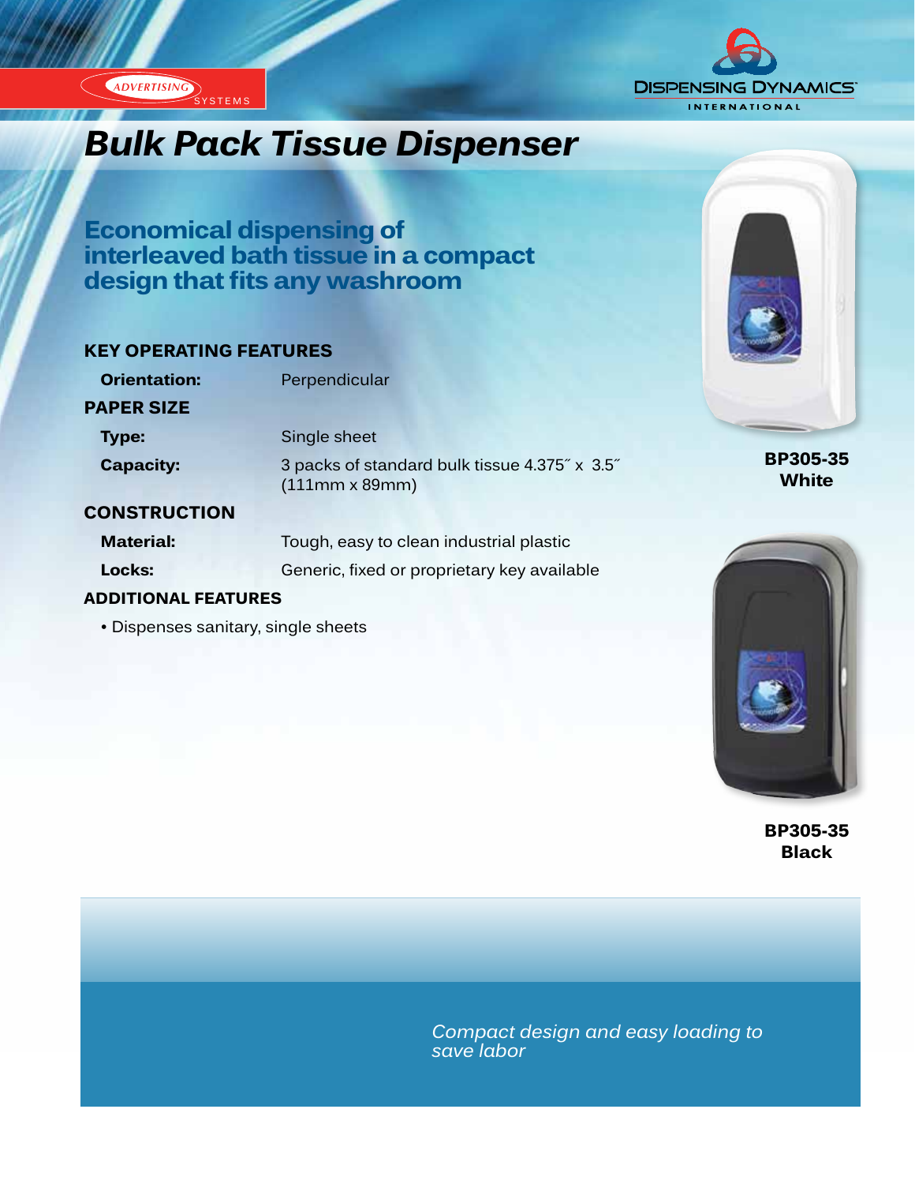ADVERTISING SYSTEMS

DISPENSING DYNAMICS INTERNATIONAL

# Bulk Pack Tissue Dispenser

## Economical dispensing of interleaved bath tissue in a compact design that fits any washroom

### KEY OPERATING FEATURES

**Orientation:** Perpendicular

### PAPER SIZE

**Type:** Single sheet

**Capacity:** 3 packs of standard bulk tissue 4.375˝ x 3.5˝ (111mm x 89mm)

### CONSTRUCTION

**Material:** Tough, easy to clean industrial plastic

**Locks:** Generic, fixed or proprietary key available

### ADDITIONAL FEATURES

- Dispenses sanitary, single sheets

**BP305-35 White**

**BP305-35 Black**

*Compact design and easy loading to save labor*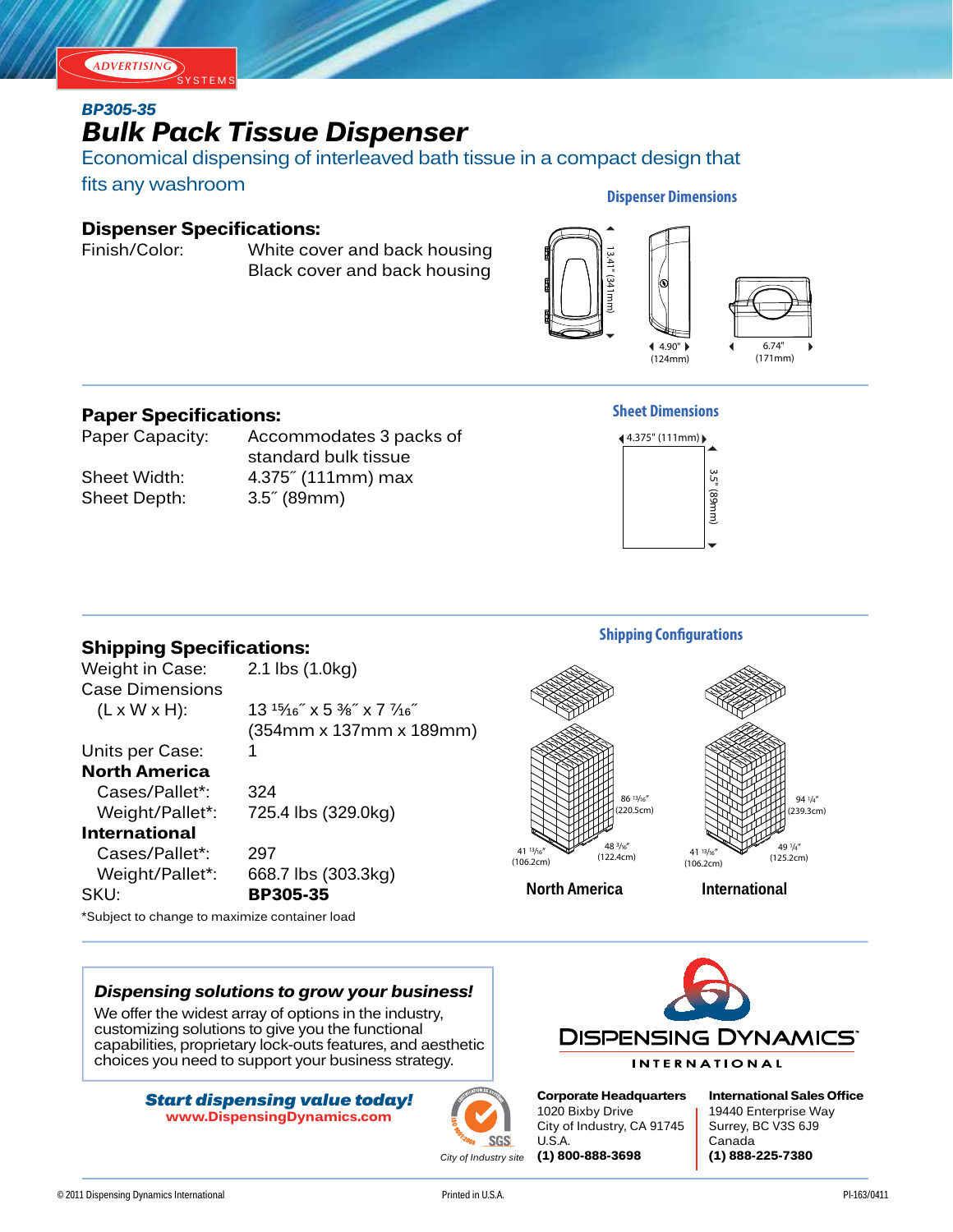ADVERTISING SYSTEMS

***BP305-35***

# *Bulk Pack Tissue Dispenser*

Economical dispensing of interleaved bath tissue in a compact design that fits any washroom

## Dispenser Specifications:

| | |
|---|---|
| Finish/Color: | White cover and back housing |
| | Black cover and back housing |

**Dispenser Dimensions**

13.41" (341mm)

4.90" (124mm)

6.74" (171mm)

## Paper Specifications:

| | |
|---|---|
| Paper Capacity: | Accommodates 3 packs of standard bulk tissue |
| Sheet Width: | 4.375˝ (111mm) max |
| Sheet Depth: | 3.5˝ (89mm) |

**Sheet Dimensions**

4.375" (111mm)

3.5" (89mm)

## Shipping Specifications:

| | |
|---|---|
| Weight in Case: | 2.1 lbs (1.0kg) |
| Case Dimensions (L x W x H): | 13 15⁄16˝ x 5 3⁄8˝ x 7 7⁄16˝ (354mm x 137mm x 189mm) |
| Units per Case: | 1 |
| **North America** | |
| Cases/Pallet*: | 324 |
| Weight/Pallet*: | 725.4 lbs (329.0kg) |
| **International** | |
| Cases/Pallet*: | 297 |
| Weight/Pallet*: | 668.7 lbs (303.3kg) |
| SKU: | **BP305-35** |

*Subject to change to maximize container load

**Shipping Configurations**

North America

86 13/16" (220.5cm)

41 13/16" (106.2cm)

48 3/16" (122.4cm)

International

94 1/4" (239.3cm)

41 13/16" (106.2cm)

49 1/4" (125.2cm)

***Dispensing solutions to grow your business!***

We offer the widest array of options in the industry, customizing solutions to give you the functional capabilities, proprietary lock-outs features, and aesthetic choices you need to support your business strategy.

***Start dispensing value today!***
**www.DispensingDynamics.com**

ISO 9001:2008 SGS
*City of Industry site*

DISPENSING DYNAMICS INTERNATIONAL

**Corporate Headquarters**
1020 Bixby Drive
City of Industry, CA 91745
U.S.A.
**(1) 800-888-3698**

**International Sales Office**
19440 Enterprise Way
Surrey, BC V3S 6J9
Canada
**(1) 888-225-7380**

© 2011 Dispensing Dynamics International   Printed in U.S.A.   PI-163/0411